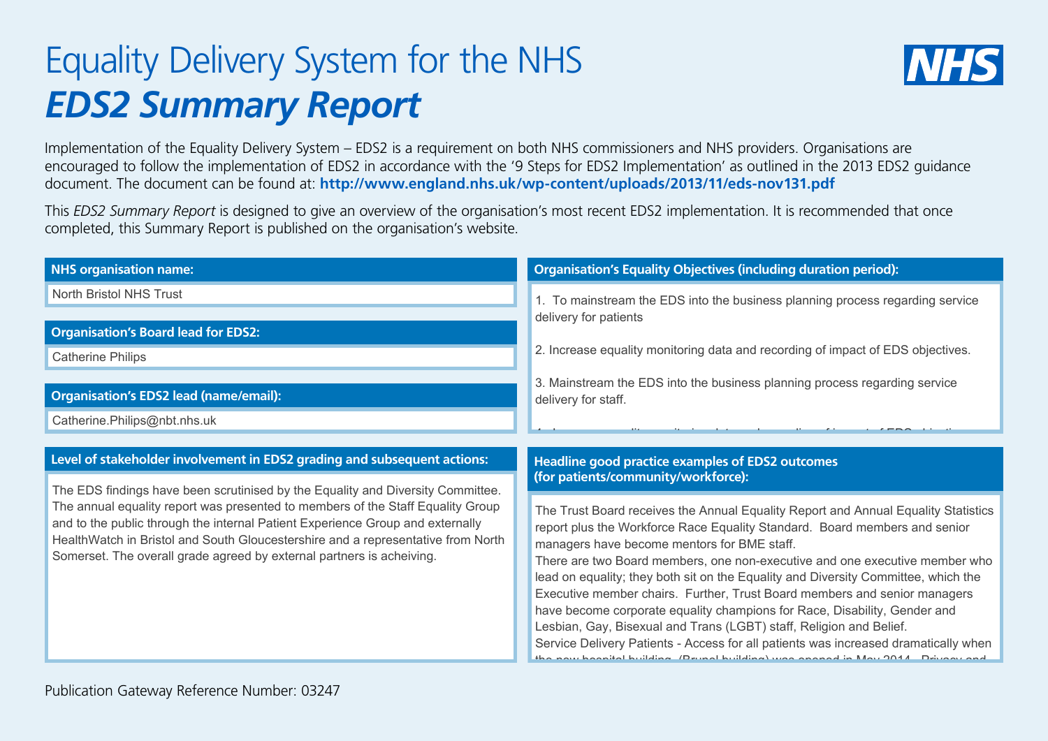# Equality Delivery System for the NHS

## *EDS2 Summary Report*

Implementation of the Equality Delivery System – EDS2 is a requirement on both NHS commissioners and NHS providers. Organisations are encouraged to follow the implementation of EDS2 in accordance with the '9 Steps for EDS2 Implementation' as outlined in the 2013 EDS2 guidance document. The document can be found at: **http://www.england.nhs.uk/wp-content/uploads/2013/11/eds-nov131.pdf**

This *EDS2 Summary Report* is designed to give an overview of the organisation's most recent EDS2 implementation. It is recommended that once completed, this Summary Report is published on the organisation's website.

**NHS organisation name:**

North Bristol NHS Trust

**Organisation's Board lead for EDS2:**

Catherine Philips

**Organisation's EDS2 lead (name/email):**

Catherine.Philips@nbt.nhs.uk

**Level of stakeholder involvement in EDS2 grading and subsequent actions:**

The EDS findings have been scrutinised by the Equality and Diversity Committee. The annual equality report was presented to members of the Staff Equality Group and to the public through the internal Patient Experience Group and externally HealthWatch in Bristol and South Gloucestershire and a representative from North Somerset. The overall grade agreed by external partners is acheiving.

**Organisation's Equality Objectives (including duration period):**

1. To mainstream the EDS into the business planning process regarding service delivery for patients

2. Increase equality monitoring data and recording of impact of EDS objectives.

3. Mainstream the EDS into the business planning process regarding service delivery for staff.

**Headline good practice examples of EDS2 outcomes (for patients/community/workforce):**

The Trust Board receives the Annual Equality Report and Annual Equality Statistics report plus the Workforce Race Equality Standard. Board members and senior managers have become mentors for BME staff.
There are two Board members, one non-executive and one executive member who lead on equality; they both sit on the Equality and Diversity Committee, which the Executive member chairs. Further, Trust Board members and senior managers have become corporate equality champions for Race, Disability, Gender and Lesbian, Gay, Bisexual and Trans (LGBT) staff, Religion and Belief.
Service Delivery Patients - Access for all patients was increased dramatically when

Publication Gateway Reference Number: 03247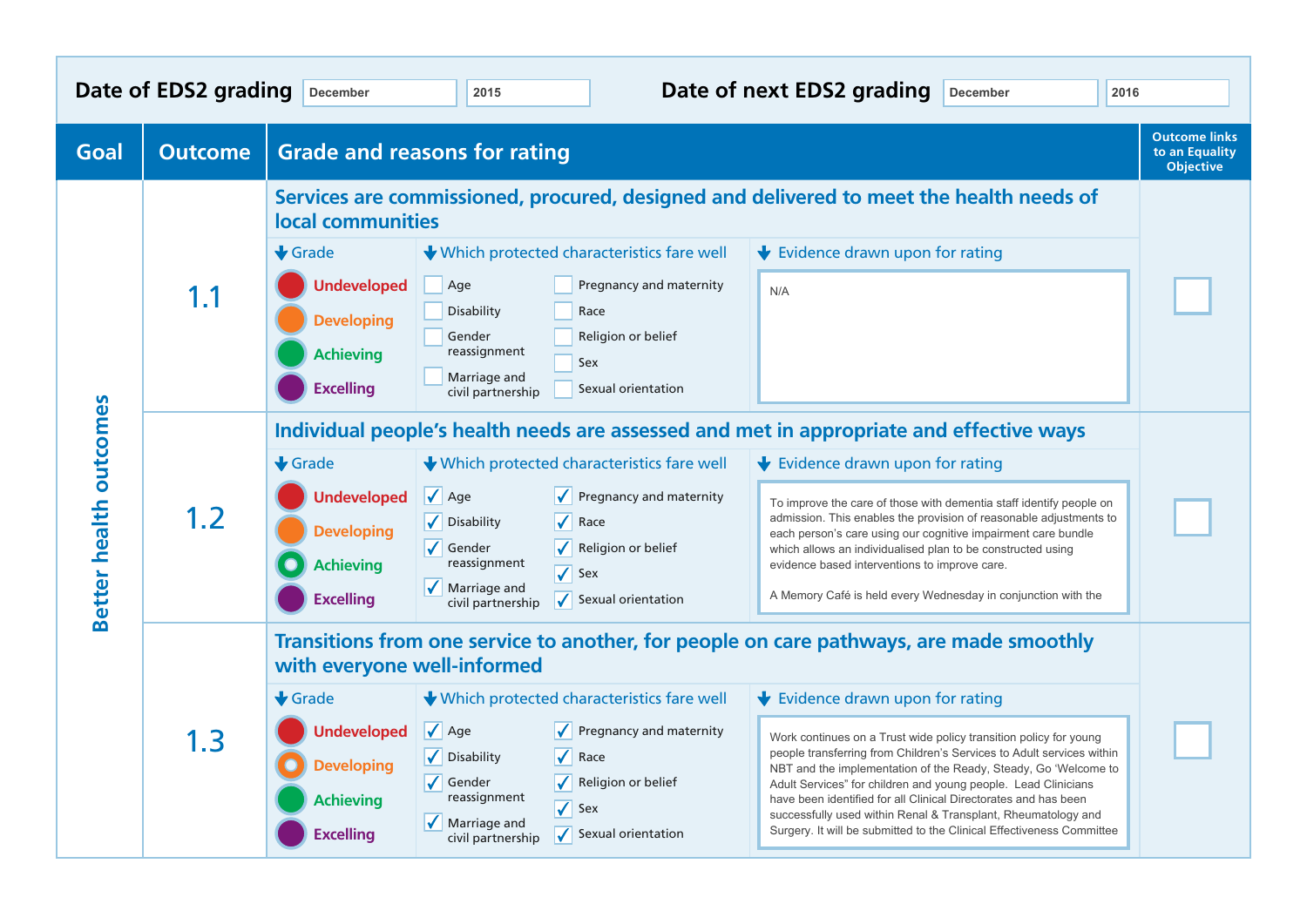**Date of EDS2 grading** December 2015

**Date of next EDS2 grading** December 2016

| Goal | Outcome | Grade and reasons for rating | Outcome links to an Equality Objective |
|---|---|---|---|
| Better health outcomes | 1.1 | **Services are commissioned, procured, designed and delivered to meet the health needs of local communities**<br><br>**Grade:** Undeveloped / Developing / Achieving / Excelling<br><br>**Which protected characteristics fare well:** ☐ Age ☐ Disability ☐ Gender reassignment ☐ Marriage and civil partnership ☐ Pregnancy and maternity ☐ Race ☐ Religion or belief ☐ Sex ☐ Sexual orientation<br><br>**Evidence drawn upon for rating:** N/A | ☐ |
| | 1.2 | **Individual people's health needs are assessed and met in appropriate and effective ways**<br><br>**Grade:** Achieving (selected)<br><br>**Which protected characteristics fare well:** ☑ Age ☑ Disability ☑ Gender reassignment ☑ Marriage and civil partnership ☑ Pregnancy and maternity ☑ Race ☑ Religion or belief ☑ Sex ☑ Sexual orientation<br><br>**Evidence drawn upon for rating:** To improve the care of those with dementia staff identify people on admission. This enables the provision of reasonable adjustments to each person's care using our cognitive impairment care bundle which allows an individualised plan to be constructed using evidence based interventions to improve care.<br><br>A Memory Café is held every Wednesday in conjunction with the | ☐ |
| | 1.3 | **Transitions from one service to another, for people on care pathways, are made smoothly with everyone well-informed**<br><br>**Grade:** Developing (selected)<br><br>**Which protected characteristics fare well:** ☑ Age ☑ Disability ☑ Gender reassignment ☑ Marriage and civil partnership ☑ Pregnancy and maternity ☑ Race ☑ Religion or belief ☑ Sex ☑ Sexual orientation<br><br>**Evidence drawn upon for rating:** Work continues on a Trust wide policy transition policy for young people transferring from Children's Services to Adult services within NBT and the implementation of the Ready, Steady, Go 'Welcome to Adult Services" for children and young people. Lead Clinicians have been identified for all Clinical Directorates and has been successfully used within Renal & Transplant, Rheumatology and Surgery. It will be submitted to the Clinical Effectiveness Committee | ☐ |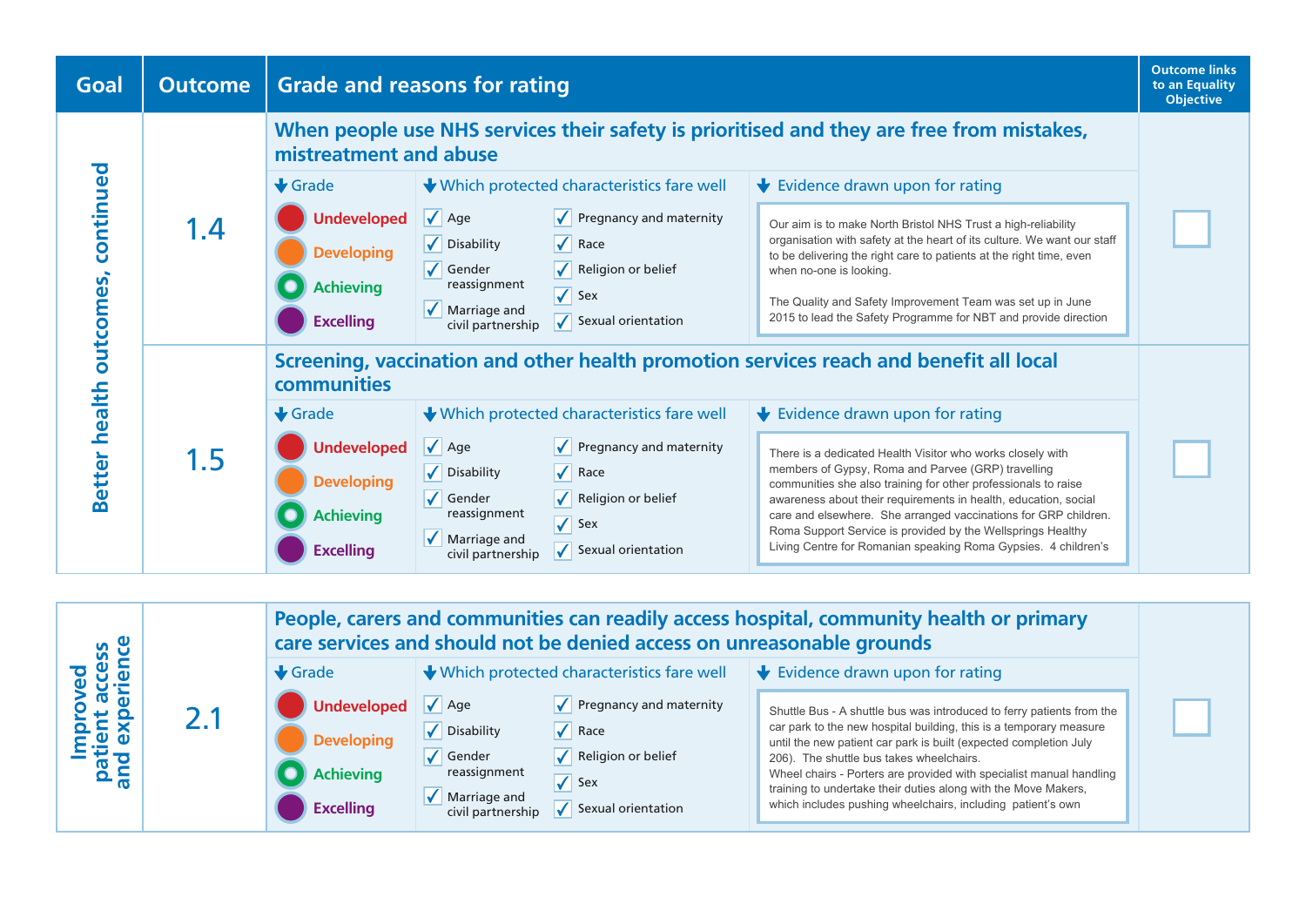| Goal | Outcome | Grade and reasons for rating | | | Outcome links to an Equality Objective |
|---|---|---|---|---|---|
| Better health outcomes, continued | 1.4 | **When people use NHS services their safety is prioritised and they are free from mistakes, mistreatment and abuse** | | | |
| | | **Grade** | **Which protected characteristics fare well** | **Evidence drawn upon for rating** | |
| | | Undeveloped<br>Developing<br>Achieving<br>Excelling | ✓ Age<br>✓ Disability<br>✓ Gender reassignment<br>✓ Marriage and civil partnership<br>✓ Pregnancy and maternity<br>✓ Race<br>✓ Religion or belief<br>✓ Sex<br>✓ Sexual orientation | Our aim is to make North Bristol NHS Trust a high-reliability organisation with safety at the heart of its culture. We want our staff to be delivering the right care to patients at the right time, even when no-one is looking.<br><br>The Quality and Safety Improvement Team was set up in June 2015 to lead the Safety Programme for NBT and provide direction | ☐ |
| | 1.5 | **Screening, vaccination and other health promotion services reach and benefit all local communities** | | | |
| | | **Grade** | **Which protected characteristics fare well** | **Evidence drawn upon for rating** | |
| | | Undeveloped<br>Developing<br>Achieving<br>Excelling | ✓ Age<br>✓ Disability<br>✓ Gender reassignment<br>✓ Marriage and civil partnership<br>✓ Pregnancy and maternity<br>✓ Race<br>✓ Religion or belief<br>✓ Sex<br>✓ Sexual orientation | There is a dedicated Health Visitor who works closely with members of Gypsy, Roma and Parvee (GRP) travelling communities she also training for other professionals to raise awareness about their requirements in health, education, social care and elsewhere. She arranged vaccinations for GRP children. Roma Support Service is provided by the Wellsprings Healthy Living Centre for Romanian speaking Roma Gypsies. 4 children's | ☐ |

| Goal | Outcome | Grade and reasons for rating | | | Outcome links to an Equality Objective |
|---|---|---|---|---|---|
| Improved patient access and experience | 2.1 | **People, carers and communities can readily access hospital, community health or primary care services and should not be denied access on unreasonable grounds** | | | |
| | | **Grade** | **Which protected characteristics fare well** | **Evidence drawn upon for rating** | |
| | | Undeveloped<br>Developing<br>Achieving<br>Excelling | ✓ Age<br>✓ Disability<br>✓ Gender reassignment<br>✓ Marriage and civil partnership<br>✓ Pregnancy and maternity<br>✓ Race<br>✓ Religion or belief<br>✓ Sex<br>✓ Sexual orientation | Shuttle Bus - A shuttle bus was introduced to ferry patients from the car park to the new hospital building, this is a temporary measure until the new patient car park is built (expected completion July 206). The shuttle bus takes wheelchairs.<br>Wheel chairs - Porters are provided with specialist manual handling training to undertake their duties along with the Move Makers, which includes pushing wheelchairs, including patient's own | ☐ |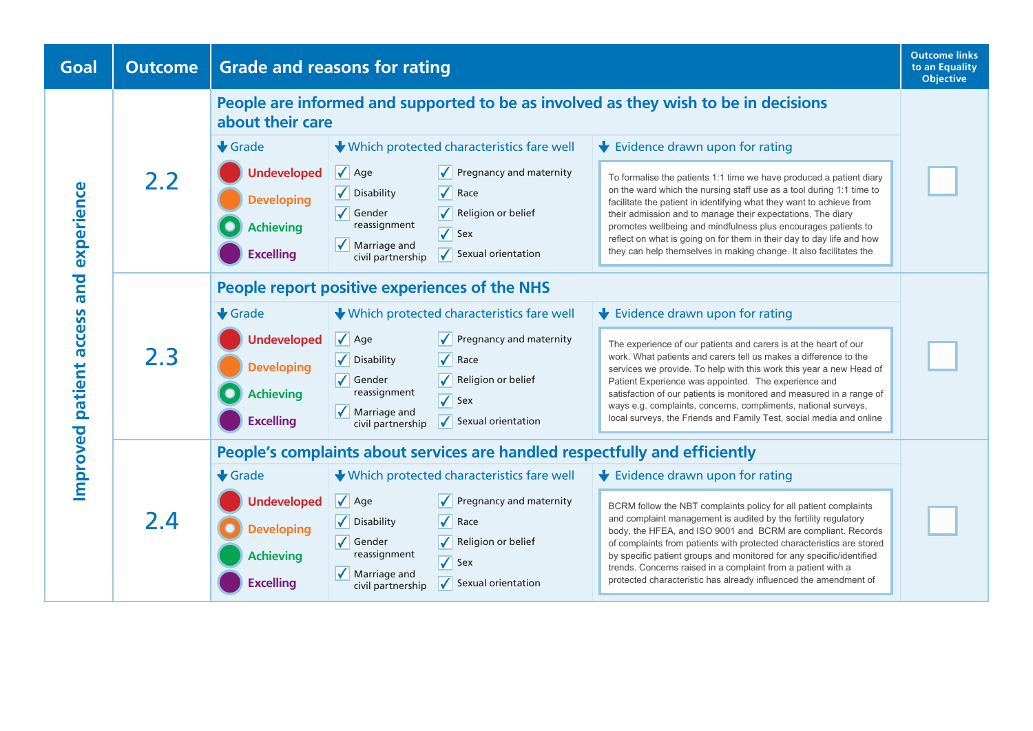| Goal | Outcome | Grade and reasons for rating | Outcome links to an Equality Objective |
|---|---|---|---|
| Improved patient access and experience | 2.2 | **People are informed and supported to be as involved as they wish to be in decisions about their care**<br><br>**Grade:** Undeveloped / Developing / Achieving (selected) / Excelling<br><br>**Which protected characteristics fare well:** ✓ Age ✓ Disability ✓ Gender reassignment ✓ Marriage and civil partnership ✓ Pregnancy and maternity ✓ Race ✓ Religion or belief ✓ Sex ✓ Sexual orientation<br><br>**Evidence drawn upon for rating:** To formalise the patients 1:1 time we have produced a patient diary on the ward which the nursing staff use as a tool during 1:1 time to facilitate the patient in identifying what they want to achieve from their admission and to manage their expectations. The diary promotes wellbeing and mindfulness plus encourages patients to reflect on what is going on for them in their day to day life and how they can help themselves in making change. It also facilitates the | ☐ |
| | 2.3 | **People report positive experiences of the NHS**<br><br>**Grade:** Undeveloped / Developing / Achieving (selected) / Excelling<br><br>**Which protected characteristics fare well:** ✓ Age ✓ Disability ✓ Gender reassignment ✓ Marriage and civil partnership ✓ Pregnancy and maternity ✓ Race ✓ Religion or belief ✓ Sex ✓ Sexual orientation<br><br>**Evidence drawn upon for rating:** The experience of our patients and carers is at the heart of our work. What patients and carers tell us makes a difference to the services we provide. To help with this work this year a new Head of Patient Experience was appointed. The experience and satisfaction of our patients is monitored and measured in a range of ways e.g. complaints, concerns, compliments, national surveys, local surveys, the Friends and Family Test, social media and online | ☐ |
| | 2.4 | **People's complaints about services are handled respectfully and efficiently**<br><br>**Grade:** Undeveloped / Developing (selected) / Achieving / Excelling<br><br>**Which protected characteristics fare well:** ✓ Age ✓ Disability ✓ Gender reassignment ✓ Marriage and civil partnership ✓ Pregnancy and maternity ✓ Race ✓ Religion or belief ✓ Sex ✓ Sexual orientation<br><br>**Evidence drawn upon for rating:** BCRM follow the NBT complaints policy for all patient complaints and complaint management is audited by the fertility regulatory body, the HFEA, and ISO 9001 and BCRM are compliant. Records of complaints from patients with protected characteristics are stored by specific patient groups and monitored for any specific/identified trends. Concerns raised in a complaint from a patient with a protected characteristic has already influenced the amendment of | ☐ |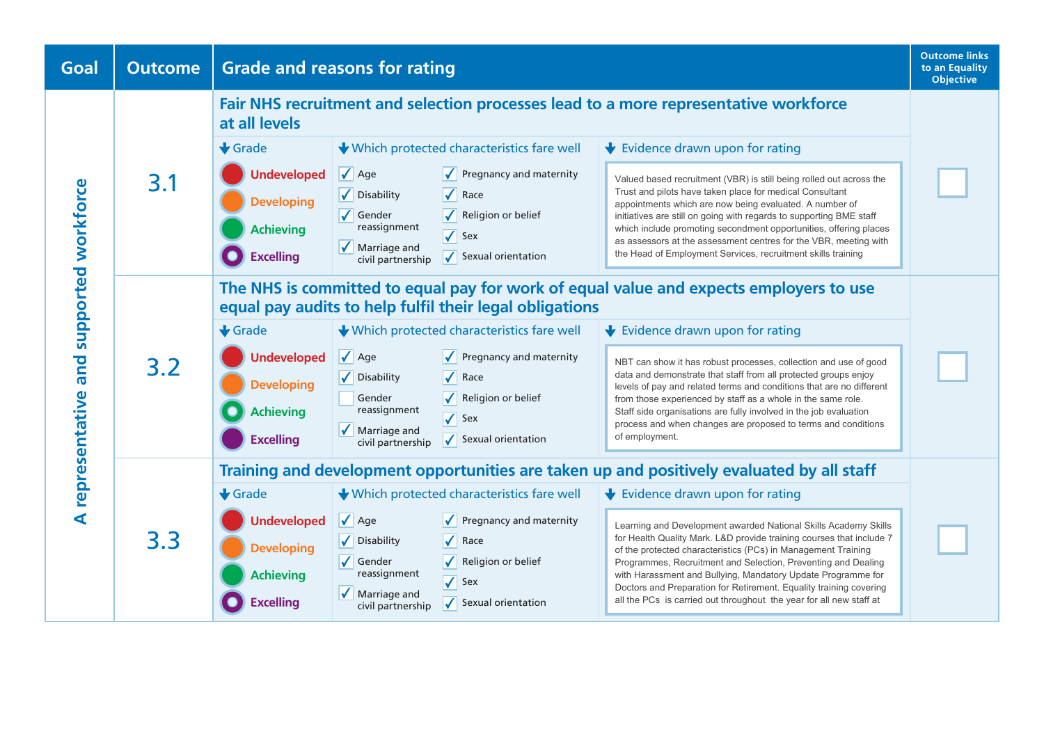| Goal | Outcome | Grade and reasons for rating | Outcome links to an Equality Objective |
|---|---|---|---|
| A representative and supported workforce | 3.1 | **Fair NHS recruitment and selection processes lead to a more representative workforce at all levels**<br><br>**Grade:** Undeveloped / Developing / Achieving / **Excelling** (selected)<br><br>**Which protected characteristics fare well:** ✓ Age, ✓ Disability, ✓ Gender reassignment, ✓ Marriage and civil partnership, ✓ Pregnancy and maternity, ✓ Race, ✓ Religion or belief, ✓ Sex, ✓ Sexual orientation<br><br>**Evidence drawn upon for rating:** Valued based recruitment (VBR) is still being rolled out across the Trust and pilots have taken place for medical Consultant appointments which are now being evaluated. A number of initiatives are still on going with regards to supporting BME staff which include promoting secondment opportunities, offering places as assessors at the assessment centres for the VBR, meeting with the Head of Employment Services, recruitment skills training | ☐ |
| | 3.2 | **The NHS is committed to equal pay for work of equal value and expects employers to use equal pay audits to help fulfil their legal obligations**<br><br>**Grade:** Undeveloped / Developing / **Achieving** (selected) / Excelling<br><br>**Which protected characteristics fare well:** ✓ Age, ✓ Disability, ☐ Gender reassignment, ✓ Marriage and civil partnership, ✓ Pregnancy and maternity, ✓ Race, ✓ Religion or belief, ✓ Sex, ✓ Sexual orientation<br><br>**Evidence drawn upon for rating:** NBT can show it has robust processes, collection and use of good data and demonstrate that staff from all protected groups enjoy levels of pay and related terms and conditions that are no different from those experienced by staff as a whole in the same role. Staff side organisations are fully involved in the job evaluation process and when changes are proposed to terms and conditions of employment. | ☐ |
| | 3.3 | **Training and development opportunities are taken up and positively evaluated by all staff**<br><br>**Grade:** Undeveloped / Developing / Achieving / **Excelling** (selected)<br><br>**Which protected characteristics fare well:** ✓ Age, ✓ Disability, ✓ Gender reassignment, ✓ Marriage and civil partnership, ✓ Pregnancy and maternity, ✓ Race, ✓ Religion or belief, ✓ Sex, ✓ Sexual orientation<br><br>**Evidence drawn upon for rating:** Learning and Development awarded National Skills Academy Skills for Health Quality Mark. L&D provide training courses that include 7 of the protected characteristics (PCs) in Management Training Programmes, Recruitment and Selection, Preventing and Dealing with Harassment and Bullying, Mandatory Update Programme for Doctors and Preparation for Retirement. Equality training covering all the PCs is carried out throughout the year for all new staff at | ☐ |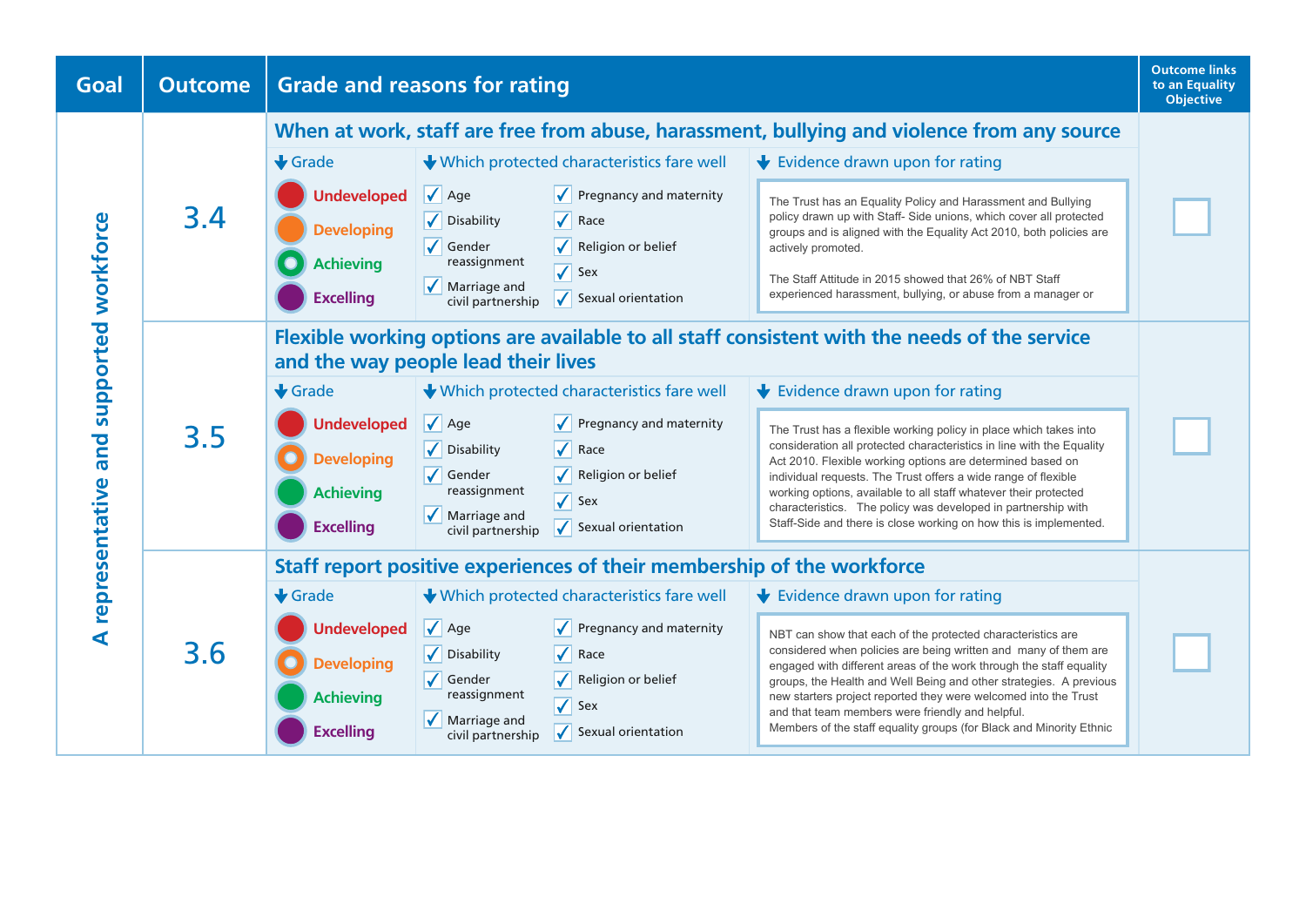| Goal | Outcome | Grade and reasons for rating | | | Outcome links to an Equality Objective |
|---|---|---|---|---|---|
| A representative and supported workforce | 3.4 | **When at work, staff are free from abuse, harassment, bullying and violence from any source** | | | |
| | | **Grade** | **Which protected characteristics fare well** | **Evidence drawn upon for rating** | |
| | | Undeveloped<br>Developing<br>Achieving (selected)<br>Excelling | ✓ Age<br>✓ Disability<br>✓ Gender reassignment<br>✓ Marriage and civil partnership<br>✓ Pregnancy and maternity<br>✓ Race<br>✓ Religion or belief<br>✓ Sex<br>✓ Sexual orientation | The Trust has an Equality Policy and Harassment and Bullying policy drawn up with Staff- Side unions, which cover all protected groups and is aligned with the Equality Act 2010, both policies are actively promoted.<br><br>The Staff Attitude in 2015 showed that 26% of NBT Staff experienced harassment, bullying, or abuse from a manager or | ☐ |
| | 3.5 | **Flexible working options are available to all staff consistent with the needs of the service and the way people lead their lives** | | | |
| | | **Grade** | **Which protected characteristics fare well** | **Evidence drawn upon for rating** | |
| | | Undeveloped<br>Developing (selected)<br>Achieving<br>Excelling | ✓ Age<br>✓ Disability<br>✓ Gender reassignment<br>✓ Marriage and civil partnership<br>✓ Pregnancy and maternity<br>✓ Race<br>✓ Religion or belief<br>✓ Sex<br>✓ Sexual orientation | The Trust has a flexible working policy in place which takes into consideration all protected characteristics in line with the Equality Act 2010. Flexible working options are determined based on individual requests. The Trust offers a wide range of flexible working options, available to all staff whatever their protected characteristics. The policy was developed in partnership with Staff-Side and there is close working on how this is implemented. | ☐ |
| | 3.6 | **Staff report positive experiences of their membership of the workforce** | | | |
| | | **Grade** | **Which protected characteristics fare well** | **Evidence drawn upon for rating** | |
| | | Undeveloped<br>Developing (selected)<br>Achieving<br>Excelling | ✓ Age<br>✓ Disability<br>✓ Gender reassignment<br>✓ Marriage and civil partnership<br>✓ Pregnancy and maternity<br>✓ Race<br>✓ Religion or belief<br>✓ Sex<br>✓ Sexual orientation | NBT can show that each of the protected characteristics are considered when policies are being written and many of them are engaged with different areas of the work through the staff equality groups, the Health and Well Being and other strategies. A previous new starters project reported they were welcomed into the Trust and that team members were friendly and helpful.<br>Members of the staff equality groups (for Black and Minority Ethnic | ☐ |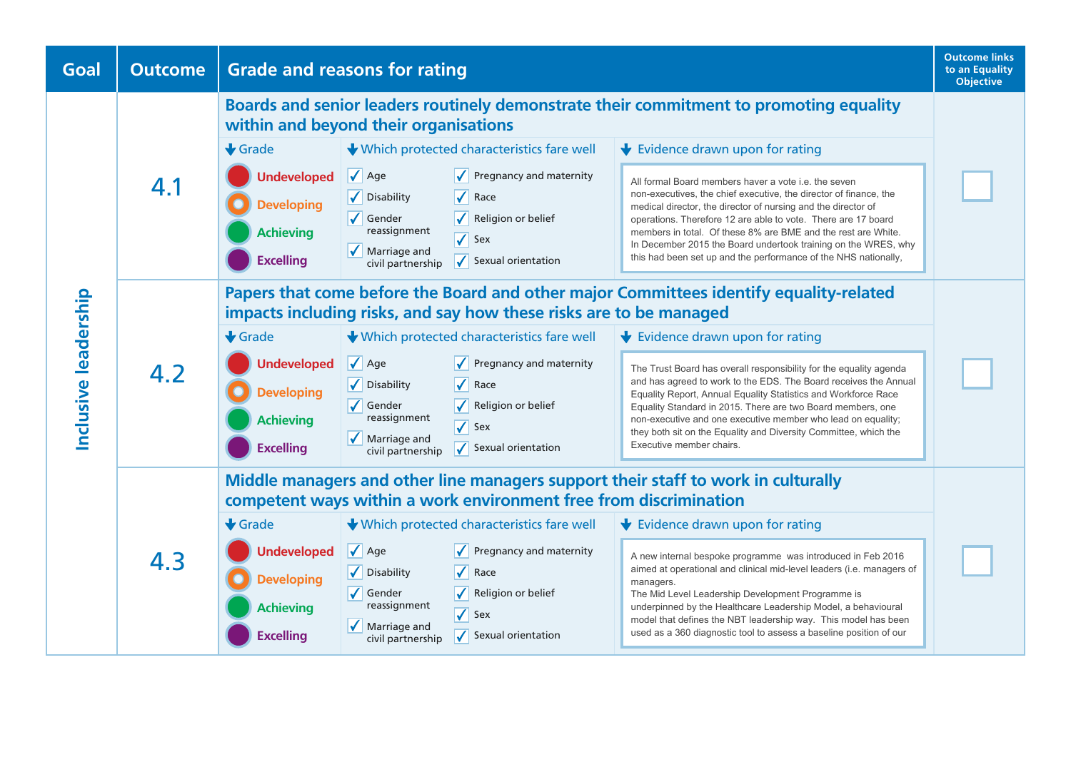| Goal | Outcome | Grade and reasons for rating | | | Outcome links to an Equality Objective |
|---|---|---|---|---|---|
| Inclusive leadership | 4.1 | **Boards and senior leaders routinely demonstrate their commitment to promoting equality within and beyond their organisations** | | | |
| | | Grade | Which protected characteristics fare well | Evidence drawn upon for rating | |
| | | Undeveloped<br>Developing<br>Achieving<br>Excelling | ✓ Age<br>✓ Disability<br>✓ Gender reassignment<br>✓ Marriage and civil partnership<br>✓ Pregnancy and maternity<br>✓ Race<br>✓ Religion or belief<br>✓ Sex<br>✓ Sexual orientation | All formal Board members haver a vote i.e. the seven non-executives, the chief executive, the director of finance, the medical director, the director of nursing and the director of operations. Therefore 12 are able to vote. There are 17 board members in total. Of these 8% are BME and the rest are White. In December 2015 the Board undertook training on the WRES, why this had been set up and the performance of the NHS nationally, | ☐ |
| | 4.2 | **Papers that come before the Board and other major Committees identify equality-related impacts including risks, and say how these risks are to be managed** | | | |
| | | Grade | Which protected characteristics fare well | Evidence drawn upon for rating | |
| | | Undeveloped<br>Developing<br>Achieving<br>Excelling | ✓ Age<br>✓ Disability<br>✓ Gender reassignment<br>✓ Marriage and civil partnership<br>✓ Pregnancy and maternity<br>✓ Race<br>✓ Religion or belief<br>✓ Sex<br>✓ Sexual orientation | The Trust Board has overall responsibility for the equality agenda and has agreed to work to the EDS. The Board receives the Annual Equality Report, Annual Equality Statistics and Workforce Race Equality Standard in 2015. There are two Board members, one non-executive and one executive member who lead on equality; they both sit on the Equality and Diversity Committee, which the Executive member chairs. | ☐ |
| | 4.3 | **Middle managers and other line managers support their staff to work in culturally competent ways within a work environment free from discrimination** | | | |
| | | Grade | Which protected characteristics fare well | Evidence drawn upon for rating | |
| | | Undeveloped<br>Developing<br>Achieving<br>Excelling | ✓ Age<br>✓ Disability<br>✓ Gender reassignment<br>✓ Marriage and civil partnership<br>✓ Pregnancy and maternity<br>✓ Race<br>✓ Religion or belief<br>✓ Sex<br>✓ Sexual orientation | A new internal bespoke programme was introduced in Feb 2016 aimed at operational and clinical mid-level leaders (i.e. managers of managers.<br>The Mid Level Leadership Development Programme is underpinned by the Healthcare Leadership Model, a behavioural model that defines the NBT leadership way. This model has been used as a 360 diagnostic tool to assess a baseline position of our | ☐ |